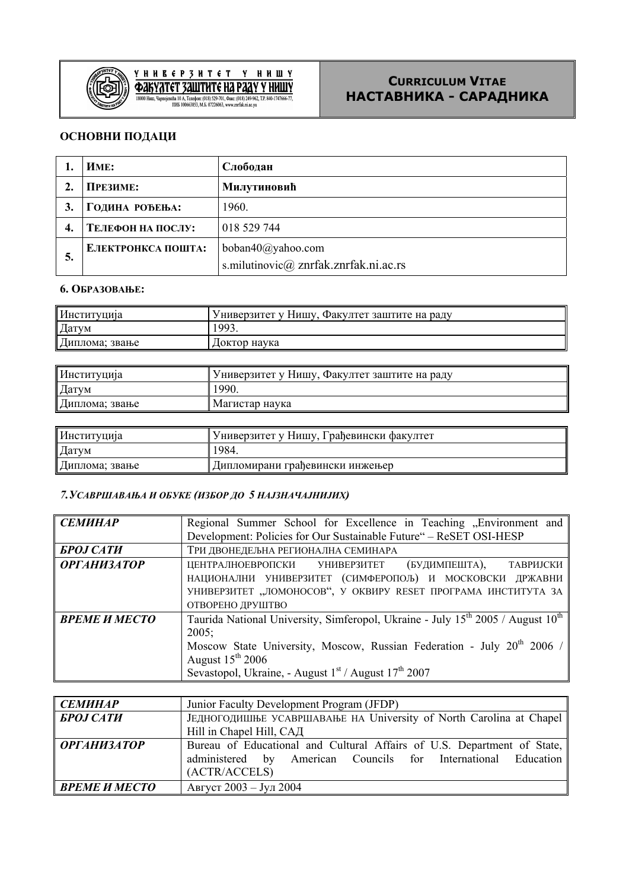| УНИВЕРЗИТЕТ У НИШУ<br>ФАКУЛТЕТ ЗАШТИТЕ НА РАДУ У НИШУ<br>18000 Ниш, Чарнојевића 10 А, Телефон: (018) 529-701, Факс: (018) 249-962, Т.Р. 840-1747666-77, ПИБ 100663853, М.Б. 07226063, www.znrfak.ni.ac.yu | **CURRICULUM VITAE<br>НАСТАВНИКА - САРАДНИКА** |
|---|---|

## ОСНОВНИ ПОДАЦИ

| | | |
|---|---|---|
| **1.** | **ИМЕ:** | **Слободан** |
| **2.** | **ПРЕЗИМЕ:** | **Милутиновић** |
| **3.** | **ГОДИНА РОЂЕЊА:** | 1960. |
| **4.** | **ТЕЛЕФОН НА ПОСЛУ:** | 018 529 744 |
| **5.** | **ЕЛЕКТРОНКСА ПОШТА:** | boban40@yahoo.com<br>s.milutinovic@ znrfak.znrfak.ni.ac.rs |

### 6. ОБРАЗОВАЊЕ:

| | |
|---|---|
| Институција | Универзитет у Нишу, Факултет заштите на раду |
| Датум | 1993. |
| Диплома; звање | Доктор наука |

| | |
|---|---|
| Институција | Универзитет у Нишу, Факултет заштите на раду |
| Датум | 1990. |
| Диплома; звање | Магистар наука |

| | |
|---|---|
| Институција | Универзитет у Нишу, Грађевински факултет |
| Датум | 1984. |
| Диплома; звање | Дипломирани грађевински инжењер |

### *7. УСАВРШАВАЊА И ОБУКЕ (ИЗБОР ДО 5 НАЈЗНАЧАЈНИЈИХ)*

| | |
|---|---|
| ***СЕМИНАР*** | Regional Summer School for Excellence in Teaching „Environment and Development: Policies for Our Sustainable Future" – ReSET OSI-HESP |
| ***БРОЈ САТИ*** | ТРИ ДВОНЕДЕЉНА РЕГИОНАЛНА СЕМИНАРА |
| ***ОРГАНИЗАТОР*** | ЦЕНТРАЛНОЕВРОПСКИ УНИВЕРЗИТЕТ (БУДИМПЕШТА), ТАВРИЈСКИ НАЦИОНАЛНИ УНИВЕРЗИТЕТ (СИМФЕРОПОЉ) И МОСКОВСКИ ДРЖАВНИ УНИВЕРЗИТЕТ „ЛОМОНОСОВ", У ОКВИРУ RESET ПРОГРАМА ИНСТИТУТА ЗА ОТВОРЕНО ДРУШТВО |
| ***ВРЕМЕ И МЕСТО*** | Taurida National University, Simferopol, Ukraine - July 15th 2005 / August 10th 2005;<br>Moscow State University, Moscow, Russian Federation - July 20th 2006 / August 15th 2006<br>Sevastopol, Ukraine, - August 1st / August 17th 2007 |

| | |
|---|---|
| ***СЕМИНАР*** | Junior Faculty Development Program (JFDP) |
| ***БРОЈ САТИ*** | ЈЕДНОГОДИШЊЕ УСАВРШАВАЊЕ НА University of North Carolina at Chapel Hill in Chapel Hill, САД |
| ***ОРГАНИЗАТОР*** | Bureau of Educational and Cultural Affairs of U.S. Department of State, administered by American Councils for International Education (ACTR/ACCELS) |
| ***ВРЕМЕ И МЕСТО*** | Август 2003 – Јул 2004 |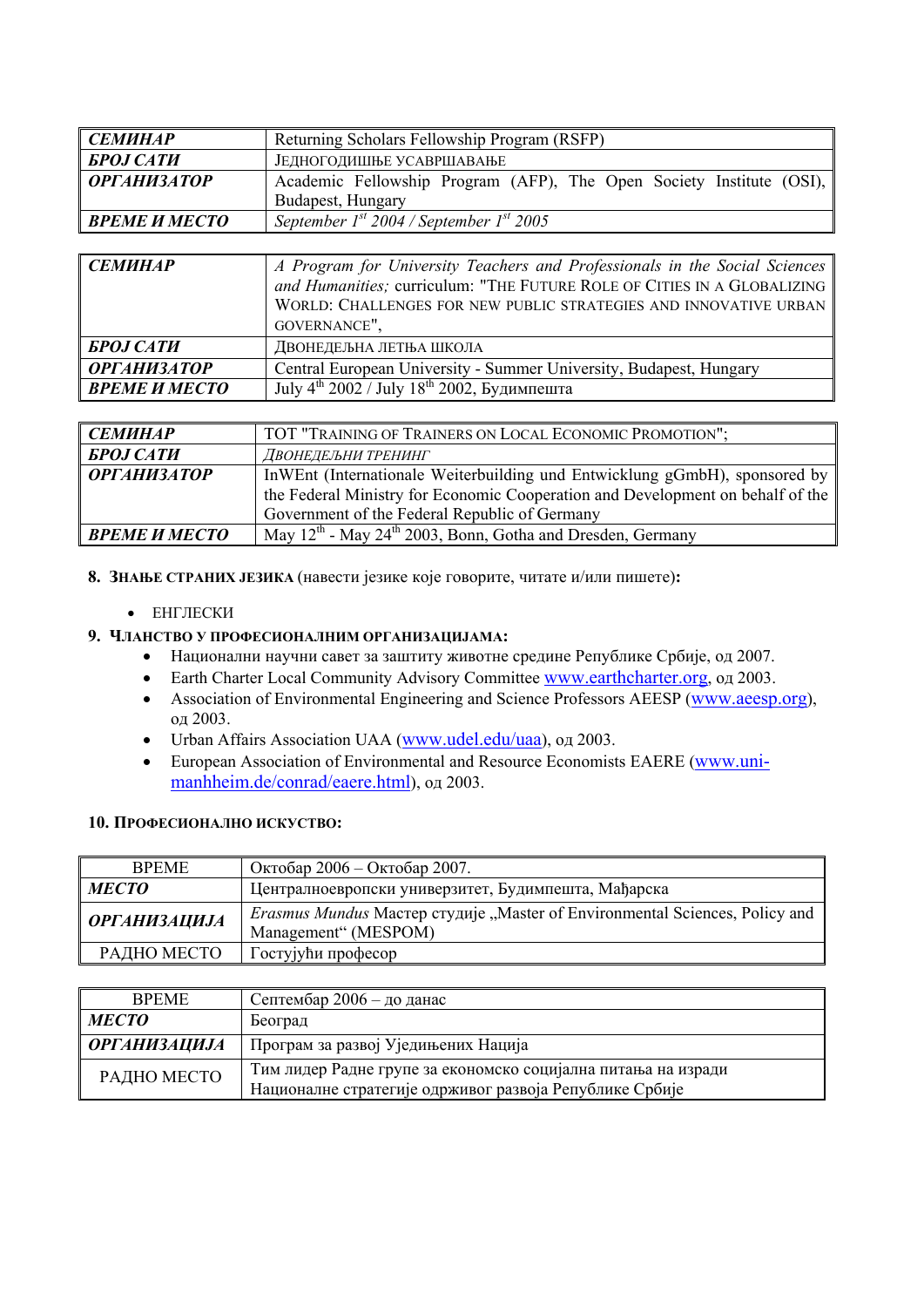| ***СЕМИНАР*** | Returning Scholars Fellowship Program (RSFP) |
|---|---|
| ***БРОЈ САТИ*** | ЈЕДНОГОДИШЊЕ УСАВРШАВАЊЕ |
| ***ОРГАНИЗАТОР*** | Academic Fellowship Program (AFP), The Open Society Institute (OSI), Budapest, Hungary |
| ***ВРЕМЕ И МЕСТО*** | *September 1st 2004 / September 1st 2005* |

| ***СЕМИНАР*** | *A Program for University Teachers and Professionals in the Social Sciences and Humanities;* curriculum: "THE FUTURE ROLE OF CITIES IN A GLOBALIZING WORLD: CHALLENGES FOR NEW PUBLIC STRATEGIES AND INNOVATIVE URBAN GOVERNANCE", |
|---|---|
| ***БРОЈ САТИ*** | ДВОНЕДЕЉНА ЛЕТЊА ШКОЛА |
| ***ОРГАНИЗАТОР*** | Central European University - Summer University, Budapest, Hungary |
| ***ВРЕМЕ И МЕСТО*** | July 4th 2002 / July 18th 2002, Будимпешта |

| ***СЕМИНАР*** | TOT "TRAINING OF TRAINERS ON LOCAL ECONOMIC PROMOTION"; |
|---|---|
| ***БРОЈ САТИ*** | *ДВОНЕДЕЉНИ ТРЕНИНГ* |
| ***ОРГАНИЗАТОР*** | InWEnt (Internationale Weiterbuilding und Entwicklung gGmbH), sponsored by the Federal Ministry for Economic Cooperation and Development on behalf of the Government of the Federal Republic of Germany |
| ***ВРЕМЕ И МЕСТО*** | May 12th - May 24th 2003, Bonn, Gotha and Dresden, Germany |

**8. ЗНАЊЕ СТРАНИХ ЈЕЗИКА** (навести језике које говорите, читате и/или пишете)**:**

- ЕНГЛЕСКИ

**9. ЧЛАНСТВО У ПРОФЕСИОНАЛНИМ ОРГАНИЗАЦИЈАМА:**

- Национални научни савет за заштиту животне средине Републике Србије, од 2007.
- Earth Charter Local Community Advisory Committee www.earthcharter.org, од 2003.
- Association of Environmental Engineering and Science Professors AEESP (www.aeesp.org), од 2003.
- Urban Affairs Association UAA (www.udel.edu/uaa), од 2003.
- European Association of Environmental and Resource Economists EAERE (www.uni-manhheim.de/conrad/eaere.html), од 2003.

**10. ПРОФЕСИОНАЛНО ИСКУСТВО:**

| ВРЕМЕ | Октобар 2006 – Октобар 2007. |
|---|---|
| ***МЕСТО*** | Централноевропски универзитет, Будимпешта, Мађарска |
| ***ОРГАНИЗАЦИЈА*** | *Erasmus Mundus* Мастер студије „Master of Environmental Sciences, Policy and Management“ (MESPOM) |
| РАДНО МЕСТО | Гостујући професор |

| ВРЕМЕ | Септембар 2006 – до данас |
|---|---|
| ***МЕСТО*** | Београд |
| ***ОРГАНИЗАЦИЈА*** | Програм за развој Уједињених Нација |
| РАДНО МЕСТО | Тим лидер Радне групе за економско социјална питања на изради Националне стратегије одрживог развоја Републике Србије |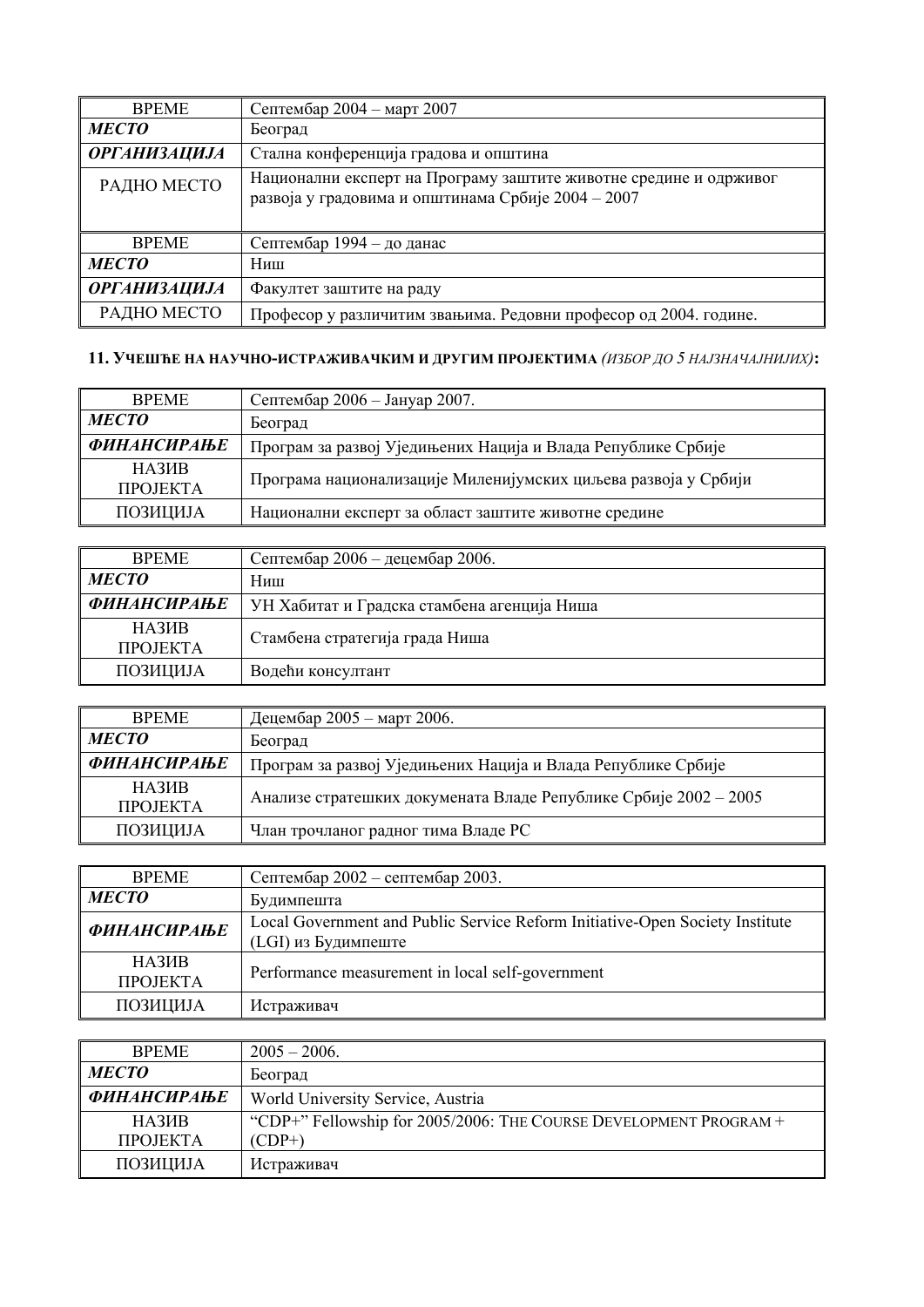| ВРЕМЕ | Септембар 2004 – март 2007 |
|---|---|
| ***МЕСТО*** | Београд |
| ***ОРГАНИЗАЦИЈА*** | Стална конференција градова и општина |
| РАДНО МЕСТО | Национални експерт на Програму заштите животне средине и одрживог развоја у градовима и општинама Србије 2004 – 2007 |

| ВРЕМЕ | Септембар 1994 – до данас |
|---|---|
| ***МЕСТО*** | Ниш |
| ***ОРГАНИЗАЦИЈА*** | Факултет заштите на раду |
| РАДНО МЕСТО | Професор у различитим звањима. Редовни професор од 2004. године. |

**11. УЧЕШЋЕ НА НАУЧНО-ИСТРАЖИВАЧКИМ И ДРУГИМ ПРОЈЕКТИМА** *(ИЗБОР ДО 5 НАЈЗНАЧАЈНИЈИХ)***:**

| ВРЕМЕ | Септембар 2006 – Јануар 2007. |
|---|---|
| ***МЕСТО*** | Београд |
| ***ФИНАНСИРАЊЕ*** | Програм за развој Уједињених Нација и Влада Републике Србије |
| НАЗИВ ПРОЈЕКТА | Програма национализације Миленијумских циљева развоја у Србији |
| ПОЗИЦИЈА | Национални експерт за област заштите животне средине |

| ВРЕМЕ | Септембар 2006 – децембар 2006. |
|---|---|
| ***МЕСТО*** | Ниш |
| ***ФИНАНСИРАЊЕ*** | УН Хабитат и Градска стамбена агенција Ниша |
| НАЗИВ ПРОЈЕКТА | Стамбена стратегија града Ниша |
| ПОЗИЦИЈА | Водећи консултант |

| ВРЕМЕ | Децембар 2005 – март 2006. |
|---|---|
| ***МЕСТО*** | Београд |
| ***ФИНАНСИРАЊЕ*** | Програм за развој Уједињених Нација и Влада Републике Србије |
| НАЗИВ ПРОЈЕКТА | Анализе стратешких докумената Владе Републике Србије 2002 – 2005 |
| ПОЗИЦИЈА | Члан трочланог радног тима Владе РС |

| ВРЕМЕ | Септембар 2002 – септембар 2003. |
|---|---|
| ***МЕСТО*** | Будимпешта |
| ***ФИНАНСИРАЊЕ*** | Local Government and Public Service Reform Initiative-Open Society Institute (LGI) из Будимпеште |
| НАЗИВ ПРОЈЕКТА | Performance measurement in local self-government |
| ПОЗИЦИЈА | Истраживач |

| ВРЕМЕ | 2005 – 2006. |
|---|---|
| ***МЕСТО*** | Београд |
| ***ФИНАНСИРАЊЕ*** | World University Service, Austria |
| НАЗИВ ПРОЈЕКТА | "CDP+" Fellowship for 2005/2006: THE COURSE DEVELOPMENT PROGRAM + (CDP+) |
| ПОЗИЦИЈА | Истраживач |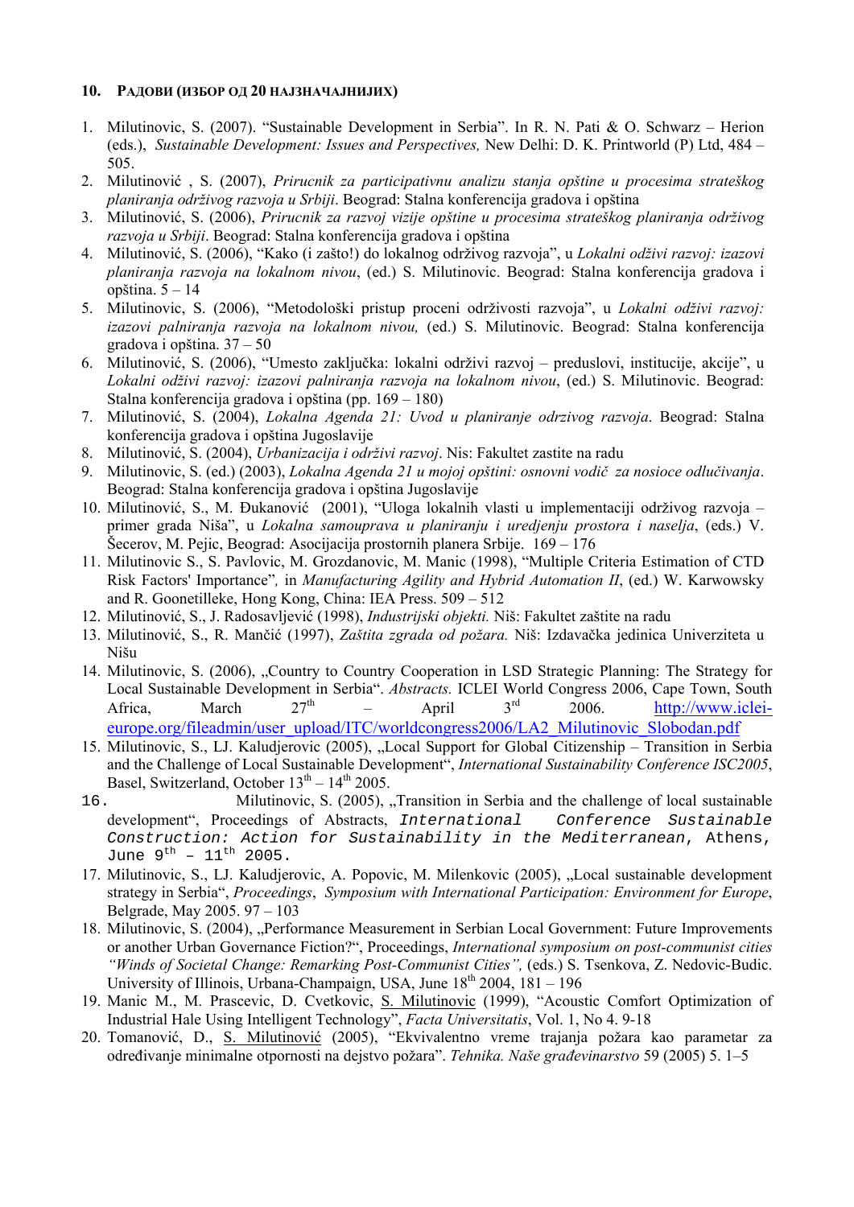**10. РАДОВИ (ИЗБОР ОД 20 НАЈЗНАЧАЈНИЈИХ)**

1. Milutinovic, S. (2007). "Sustainable Development in Serbia". In R. N. Pati & O. Schwarz – Herion (eds.), *Sustainable Development: Issues and Perspectives,* New Delhi: D. K. Printworld (P) Ltd, 484 – 505.
2. Milutinović , S. (2007), *Prirucnik za participativnu analizu stanja opštine u procesima strateškog planiranja održivog razvoja u Srbiji*. Beograd: Stalna konferencija gradova i opština
3. Milutinović, S. (2006), *Prirucnik za razvoj vizije opštine u procesima strateškog planiranja održivog razvoja u Srbiji*. Beograd: Stalna konferencija gradova i opština
4. Milutinović, S. (2006), "Kako (i zašto!) do lokalnog održivog razvoja", u *Lokalni odživi razvoj: izazovi planiranja razvoja na lokalnom nivou*, (ed.) S. Milutinovic. Beograd: Stalna konferencija gradova i opština. 5 – 14
5. Milutinovic, S. (2006), "Metodološki pristup proceni održivosti razvoja", u *Lokalni odživi razvoj: izazovi palniranja razvoja na lokalnom nivou,* (ed.) S. Milutinovic. Beograd: Stalna konferencija gradova i opština. 37 – 50
6. Milutinović, S. (2006), "Umesto zaključka: lokalni održivi razvoj – preduslovi, institucije, akcije", u *Lokalni odživi razvoj: izazovi palniranja razvoja na lokalnom nivou*, (ed.) S. Milutinovic. Beograd: Stalna konferencija gradova i opština (pp. 169 – 180)
7. Milutinović, S. (2004), *Lokalna Agenda 21: Uvod u planiranje odrzivog razvoja*. Beograd: Stalna konferencija gradova i opština Jugoslavije
8. Milutinović, S. (2004), *Urbanizacija i održivi razvoj*. Nis: Fakultet zastite na radu
9. Milutinovic, S. (ed.) (2003), *Lokalna Agenda 21 u mojoj opštini: osnovni vodič za nosioce odlučivanja*. Beograd: Stalna konferencija gradova i opština Jugoslavije
10. Milutinović, S., M. Đukanović (2001), "Uloga lokalnih vlasti u implementaciji održivog razvoja – primer grada Niša", u *Lokalna samouprava u planiranju i uredjenju prostora i naselja*, (eds.) V. Šecerov, M. Pejic, Beograd: Asocijacija prostornih planera Srbije. 169 – 176
11. Milutinovic S., S. Pavlovic, M. Grozdanovic, M. Manic (1998), "Multiple Criteria Estimation of CTD Risk Factors' Importance"*,* in *Manufacturing Agility and Hybrid Automation II*, (ed.) W. Karwowsky and R. Goonetilleke, Hong Kong, China: IEA Press. 509 – 512
12. Milutinović, S., J. Radosavljević (1998), *Industrijski objekti.* Niš: Fakultet zaštite na radu
13. Milutinović, S., R. Mančić (1997), *Zaštita zgrada od požara.* Niš: Izdavačka jedinica Univerziteta u Nišu
14. Milutinovic, S. (2006), „Country to Country Cooperation in LSD Strategic Planning: The Strategy for Local Sustainable Development in Serbia". *Abstracts.* ICLEI World Congress 2006, Cape Town, South Africa, March 27th – April 3rd 2006. http://www.iclei-europe.org/fileadmin/user_upload/ITC/worldcongress2006/LA2_Milutinovic_Slobodan.pdf
15. Milutinovic, S., LJ. Kaludjerovic (2005), „Local Support for Global Citizenship – Transition in Serbia and the Challenge of Local Sustainable Development", *International Sustainability Conference ISC2005*, Basel, Switzerland, October 13th – 14th 2005.
16. Milutinovic, S. (2005), „Transition in Serbia and the challenge of local sustainable development", Proceedings of Abstracts, *International Conference Sustainable Construction: Action for Sustainability in the Mediterranean*, Athens, June 9th – 11th 2005.
17. Milutinovic, S., LJ. Kaludjerovic, A. Popovic, M. Milenkovic (2005), „Local sustainable development strategy in Serbia", *Proceedings*, *Symposium with International Participation: Environment for Europe*, Belgrade, May 2005. 97 – 103
18. Milutinovic, S. (2004), „Performance Measurement in Serbian Local Government: Future Improvements or another Urban Governance Fiction?", Proceedings, *International symposium on post-communist cities "Winds of Societal Change: Remarking Post-Communist Cities",* (eds.) S. Tsenkova, Z. Nedovic-Budic. University of Illinois, Urbana-Champaign, USA, June 18th 2004, 181 – 196
19. Manic M., M. Prascevic, D. Cvetkovic, S. Milutinovic (1999), "Acoustic Comfort Optimization of Industrial Hale Using Intelligent Technology", *Facta Universitatis*, Vol. 1, No 4. 9-18
20. Tomanović, D., S. Milutinović (2005), "Ekvivalentno vreme trajanja požara kao parametar za određivanje minimalne otpornosti na dejstvo požara". *Tehnika. Naše građevinarstvo* 59 (2005) 5. 1–5